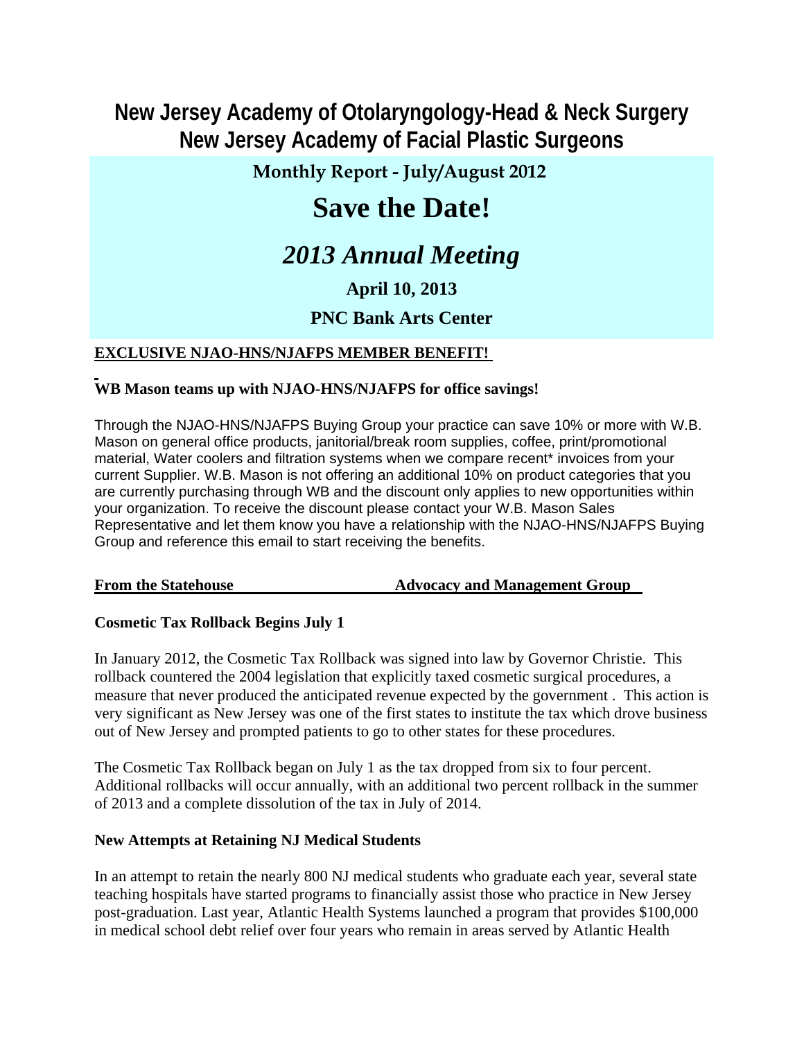# New Jersey Academy of Otolaryngology-Head & Neck Surgery
# New Jersey Academy of Facial Plastic Surgeons

**Monthly Report - July/August 2012**

# Save the Date!

## *2013 Annual Meeting*

**April 10, 2013**

**PNC Bank Arts Center**

**EXCLUSIVE NJAO-HNS/NJAFPS MEMBER BENEFIT!**

**WB Mason teams up with NJAO-HNS/NJAFPS for office savings!**

Through the NJAO-HNS/NJAFPS Buying Group your practice can save 10% or more with W.B. Mason on general office products, janitorial/break room supplies, coffee, print/promotional material, Water coolers and filtration systems when we compare recent* invoices from your current Supplier. W.B. Mason is not offering an additional 10% on product categories that you are currently purchasing through WB and the discount only applies to new opportunities within your organization. To receive the discount please contact your W.B. Mason Sales Representative and let them know you have a relationship with the NJAO-HNS/NJAFPS Buying Group and reference this email to start receiving the benefits.

**From the Statehouse** **Advocacy and Management Group**

**Cosmetic Tax Rollback Begins July 1**

In January 2012, the Cosmetic Tax Rollback was signed into law by Governor Christie. This rollback countered the 2004 legislation that explicitly taxed cosmetic surgical procedures, a measure that never produced the anticipated revenue expected by the government . This action is very significant as New Jersey was one of the first states to institute the tax which drove business out of New Jersey and prompted patients to go to other states for these procedures.

The Cosmetic Tax Rollback began on July 1 as the tax dropped from six to four percent. Additional rollbacks will occur annually, with an additional two percent rollback in the summer of 2013 and a complete dissolution of the tax in July of 2014.

**New Attempts at Retaining NJ Medical Students**

In an attempt to retain the nearly 800 NJ medical students who graduate each year, several state teaching hospitals have started programs to financially assist those who practice in New Jersey post-graduation. Last year, Atlantic Health Systems launched a program that provides $100,000 in medical school debt relief over four years who remain in areas served by Atlantic Health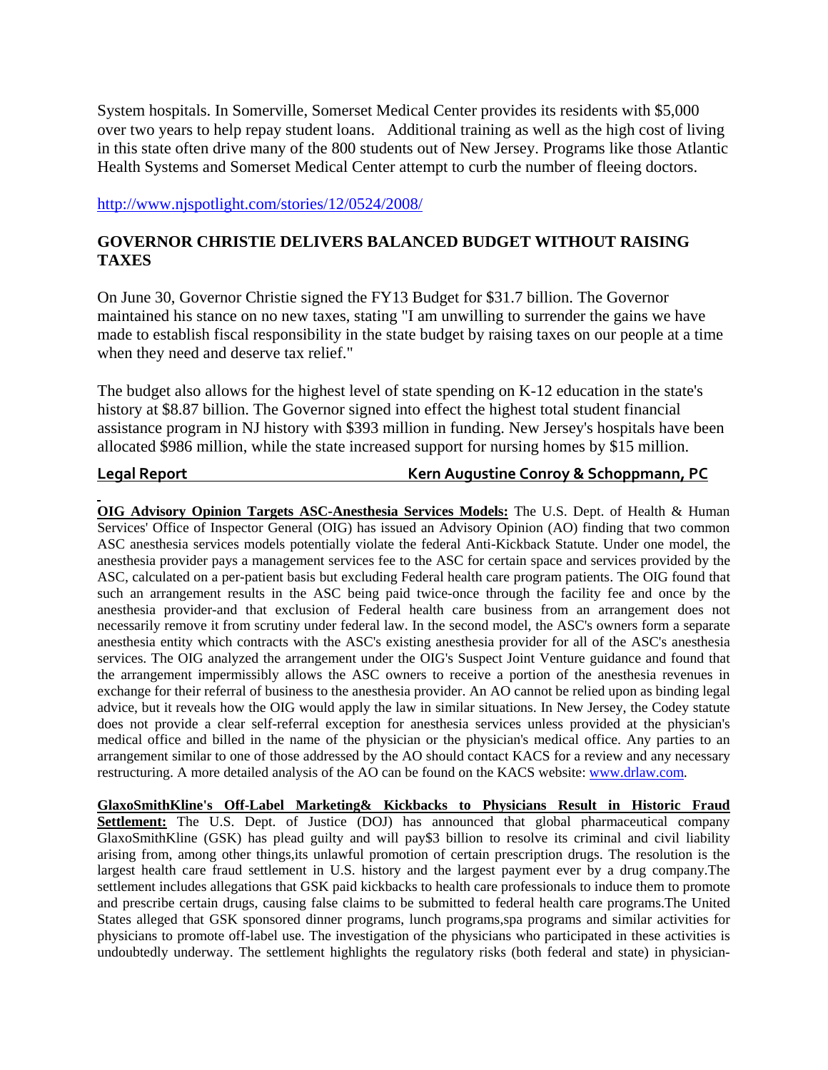System hospitals. In Somerville, Somerset Medical Center provides its residents with $5,000 over two years to help repay student loans. Additional training as well as the high cost of living in this state often drive many of the 800 students out of New Jersey. Programs like those Atlantic Health Systems and Somerset Medical Center attempt to curb the number of fleeing doctors.

http://www.njspotlight.com/stories/12/0524/2008/

## GOVERNOR CHRISTIE DELIVERS BALANCED BUDGET WITHOUT RAISING TAXES

On June 30, Governor Christie signed the FY13 Budget for $31.7 billion. The Governor maintained his stance on no new taxes, stating "I am unwilling to surrender the gains we have made to establish fiscal responsibility in the state budget by raising taxes on our people at a time when they need and deserve tax relief."

The budget also allows for the highest level of state spending on K-12 education in the state's history at $8.87 billion. The Governor signed into effect the highest total student financial assistance program in NJ history with $393 million in funding. New Jersey's hospitals have been allocated $986 million, while the state increased support for nursing homes by $15 million.

## Legal Report — Kern Augustine Conroy & Schoppmann, PC

**OIG Advisory Opinion Targets ASC-Anesthesia Services Models:** The U.S. Dept. of Health & Human Services' Office of Inspector General (OIG) has issued an Advisory Opinion (AO) finding that two common ASC anesthesia services models potentially violate the federal Anti-Kickback Statute. Under one model, the anesthesia provider pays a management services fee to the ASC for certain space and services provided by the ASC, calculated on a per-patient basis but excluding Federal health care program patients. The OIG found that such an arrangement results in the ASC being paid twice-once through the facility fee and once by the anesthesia provider-and that exclusion of Federal health care business from an arrangement does not necessarily remove it from scrutiny under federal law. In the second model, the ASC's owners form a separate anesthesia entity which contracts with the ASC's existing anesthesia provider for all of the ASC's anesthesia services. The OIG analyzed the arrangement under the OIG's Suspect Joint Venture guidance and found that the arrangement impermissibly allows the ASC owners to receive a portion of the anesthesia revenues in exchange for their referral of business to the anesthesia provider. An AO cannot be relied upon as binding legal advice, but it reveals how the OIG would apply the law in similar situations. In New Jersey, the Codey statute does not provide a clear self-referral exception for anesthesia services unless provided at the physician's medical office and billed in the name of the physician or the physician's medical office. Any parties to an arrangement similar to one of those addressed by the AO should contact KACS for a review and any necessary restructuring. A more detailed analysis of the AO can be found on the KACS website: www.drlaw.com.

**GlaxoSmithKline's Off-Label Marketing& Kickbacks to Physicians Result in Historic Fraud Settlement:** The U.S. Dept. of Justice (DOJ) has announced that global pharmaceutical company GlaxoSmithKline (GSK) has plead guilty and will pay$3 billion to resolve its criminal and civil liability arising from, among other things,its unlawful promotion of certain prescription drugs. The resolution is the largest health care fraud settlement in U.S. history and the largest payment ever by a drug company.The settlement includes allegations that GSK paid kickbacks to health care professionals to induce them to promote and prescribe certain drugs, causing false claims to be submitted to federal health care programs.The United States alleged that GSK sponsored dinner programs, lunch programs,spa programs and similar activities for physicians to promote off-label use. The investigation of the physicians who participated in these activities is undoubtedly underway. The settlement highlights the regulatory risks (both federal and state) in physician-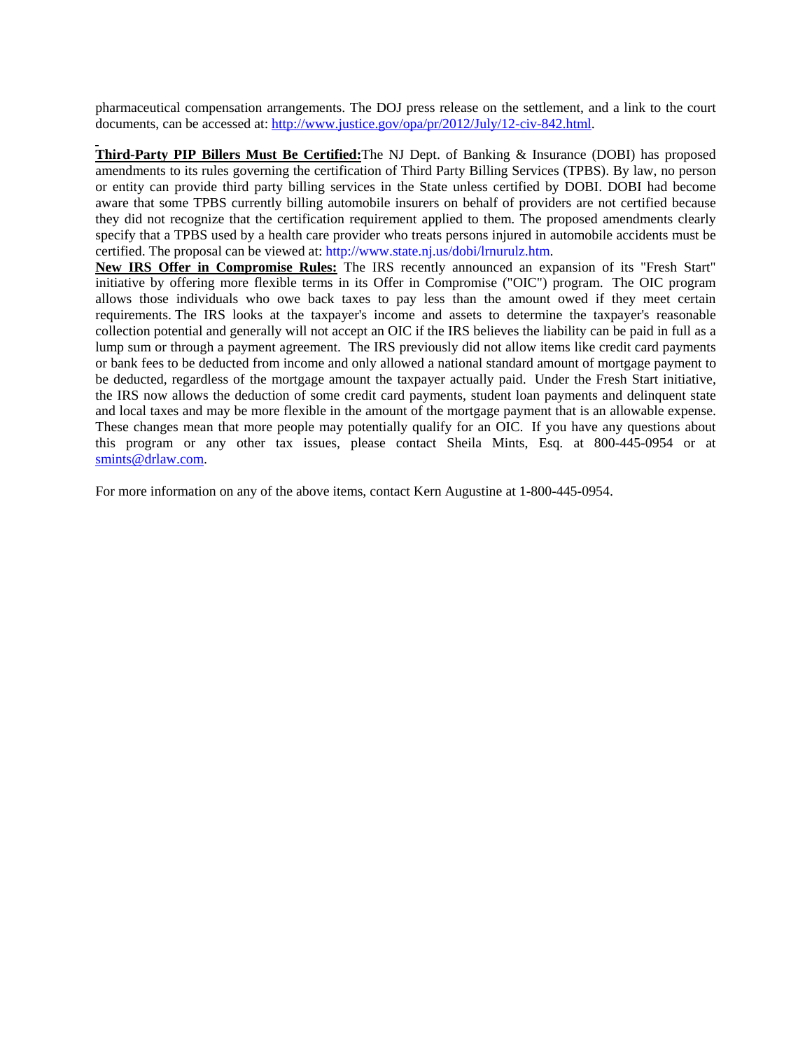pharmaceutical compensation arrangements. The DOJ press release on the settlement, and a link to the court documents, can be accessed at: http://www.justice.gov/opa/pr/2012/July/12-civ-842.html.

**Third-Party PIP Billers Must Be Certified:** The NJ Dept. of Banking & Insurance (DOBI) has proposed amendments to its rules governing the certification of Third Party Billing Services (TPBS). By law, no person or entity can provide third party billing services in the State unless certified by DOBI. DOBI had become aware that some TPBS currently billing automobile insurers on behalf of providers are not certified because they did not recognize that the certification requirement applied to them. The proposed amendments clearly specify that a TPBS used by a health care provider who treats persons injured in automobile accidents must be certified. The proposal can be viewed at: http://www.state.nj.us/dobi/lrnurulz.htm.

**New IRS Offer in Compromise Rules:** The IRS recently announced an expansion of its "Fresh Start" initiative by offering more flexible terms in its Offer in Compromise ("OIC") program. The OIC program allows those individuals who owe back taxes to pay less than the amount owed if they meet certain requirements. The IRS looks at the taxpayer's income and assets to determine the taxpayer's reasonable collection potential and generally will not accept an OIC if the IRS believes the liability can be paid in full as a lump sum or through a payment agreement. The IRS previously did not allow items like credit card payments or bank fees to be deducted from income and only allowed a national standard amount of mortgage payment to be deducted, regardless of the mortgage amount the taxpayer actually paid. Under the Fresh Start initiative, the IRS now allows the deduction of some credit card payments, student loan payments and delinquent state and local taxes and may be more flexible in the amount of the mortgage payment that is an allowable expense. These changes mean that more people may potentially qualify for an OIC. If you have any questions about this program or any other tax issues, please contact Sheila Mints, Esq. at 800-445-0954 or at smints@drlaw.com.

For more information on any of the above items, contact Kern Augustine at 1-800-445-0954.